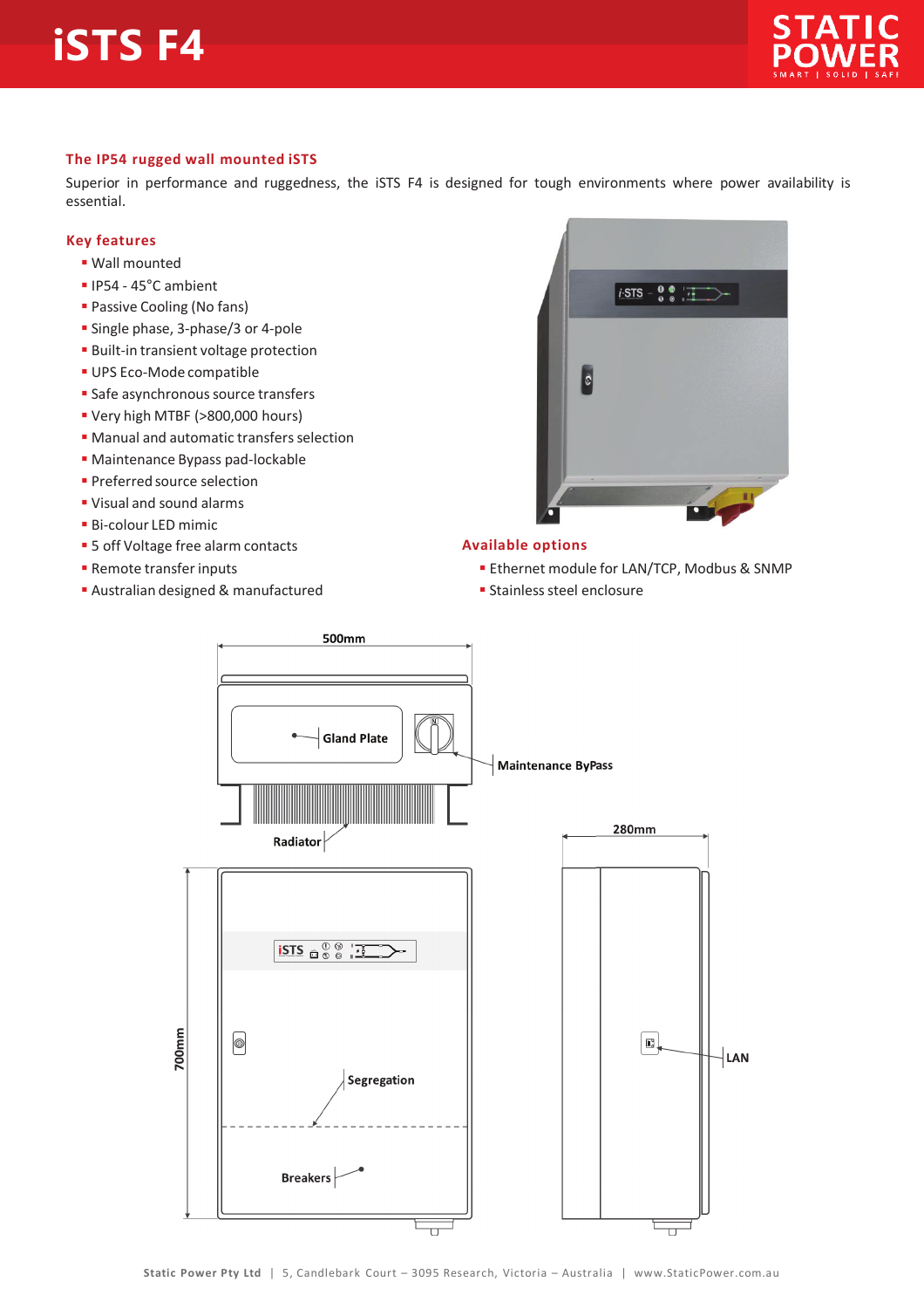# iSTS F4

## The IP54 rugged wall mounted iSTS

Superior in performance and ruggedness, the iSTS F4 is designed for tough environments where power availability is essential.

## Key features

- Wall mounted
- IP54 - 45°C ambient
- Passive Cooling (No fans)
- Single phase, 3-phase/3 or 4-pole
- Built-in transient voltage protection
- UPS Eco-Mode compatible
- Safe asynchronous source transfers
- Very high MTBF (>800,000 hours)
- Manual and automatic transfers selection
- Maintenance Bypass pad-lockable
- Preferred source selection
- Visual and sound alarms
- Bi-colour LED mimic
- 5 off Voltage free alarm contacts
- Remote transfer inputs
- Australian designed & manufactured

## Available options

- Ethernet module for LAN/TCP, Modbus & SNMP
- Stainless steel enclosure

500mm

Gland Plate

Maintenance ByPass

Radiator

280mm

700mm

Segregation

LAN

Breakers

Static Power Pty Ltd | 5, Candlebark Court – 3095 Research, Victoria – Australia | www.StaticPower.com.au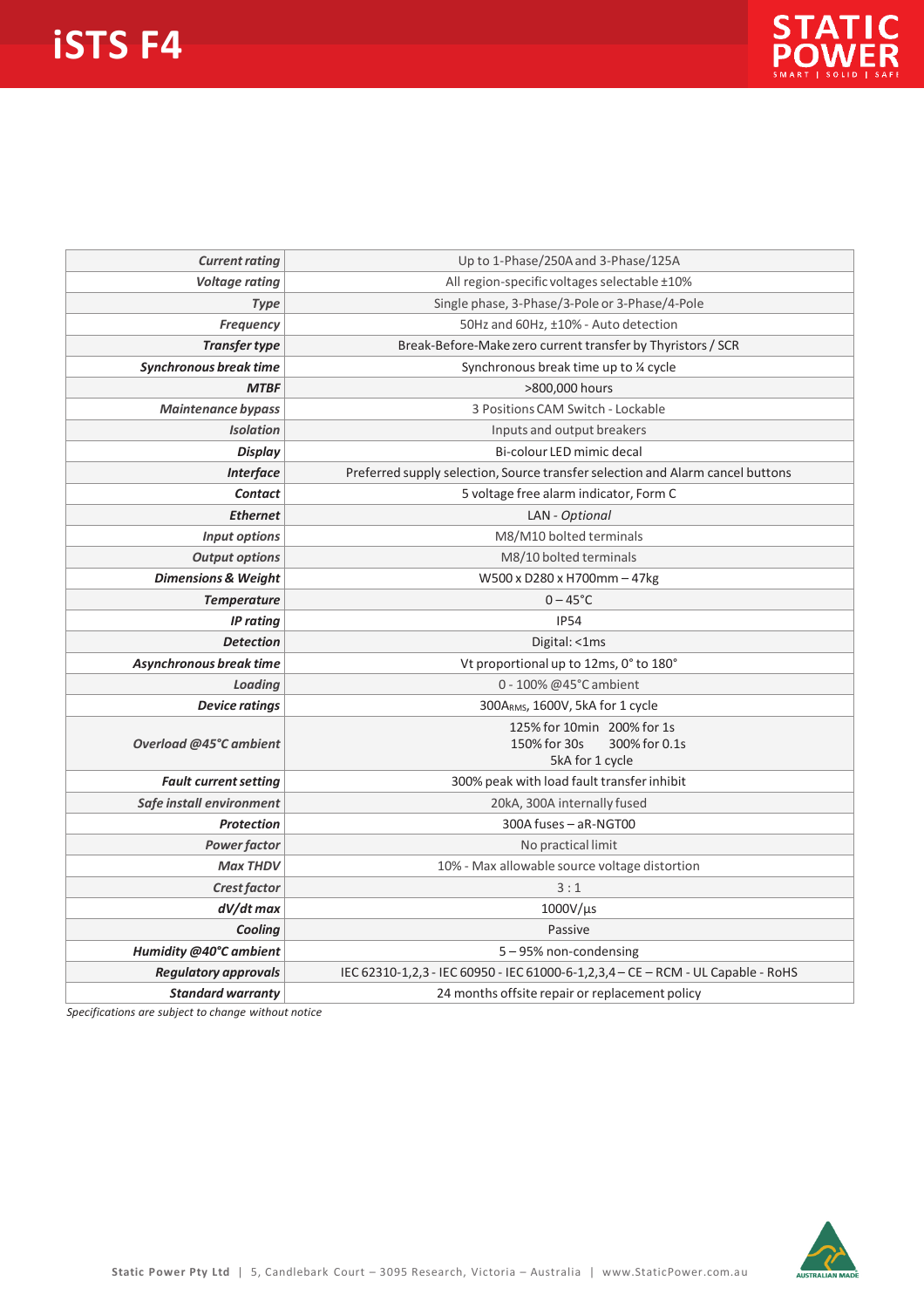# iSTS F4

| | |
|---|---|
| *Current rating* | Up to 1-Phase/250A and 3-Phase/125A |
| *Voltage rating* | All region-specific voltages selectable ±10% |
| *Type* | Single phase, 3-Phase/3-Pole or 3-Phase/4-Pole |
| *Frequency* | 50Hz and 60Hz, ±10% - Auto detection |
| *Transfer type* | Break-Before-Make zero current transfer by Thyristors / SCR |
| *Synchronous break time* | Synchronous break time up to ¼ cycle |
| *MTBF* | >800,000 hours |
| *Maintenance bypass* | 3 Positions CAM Switch - Lockable |
| *Isolation* | Inputs and output breakers |
| *Display* | Bi-colour LED mimic decal |
| *Interface* | Preferred supply selection, Source transfer selection and Alarm cancel buttons |
| *Contact* | 5 voltage free alarm indicator, Form C |
| *Ethernet* | LAN - *Optional* |
| *Input options* | M8/M10 bolted terminals |
| *Output options* | M8/10 bolted terminals |
| *Dimensions & Weight* | W500 x D280 x H700mm – 47kg |
| *Temperature* | 0 – 45°C |
| *IP rating* | IP54 |
| *Detection* | Digital: <1ms |
| *Asynchronous break time* | Vt proportional up to 12ms, 0° to 180° |
| *Loading* | 0 - 100% @45°C ambient |
| *Device ratings* | 300A$_{RMS}$, 1600V, 5kA for 1 cycle |
| *Overload @45°C ambient* | 125% for 10min 200% for 1s<br>150% for 30s 300% for 0.1s<br>5kA for 1 cycle |
| *Fault current setting* | 300% peak with load fault transfer inhibit |
| *Safe install environment* | 20kA, 300A internally fused |
| *Protection* | 300A fuses – aR-NGT00 |
| *Power factor* | No practical limit |
| *Max THDV* | 10% - Max allowable source voltage distortion |
| *Crest factor* | 3 : 1 |
| *dV/dt max* | 1000V/µs |
| *Cooling* | Passive |
| *Humidity @40°C ambient* | 5 – 95% non-condensing |
| *Regulatory approvals* | IEC 62310-1,2,3 - IEC 60950 - IEC 61000-6-1,2,3,4 – CE – RCM - UL Capable - RoHS |
| *Standard warranty* | 24 months offsite repair or replacement policy |

*Specifications are subject to change without notice*

Static Power Pty Ltd | 5, Candlebark Court – 3095 Research, Victoria – Australia | www.StaticPower.com.au